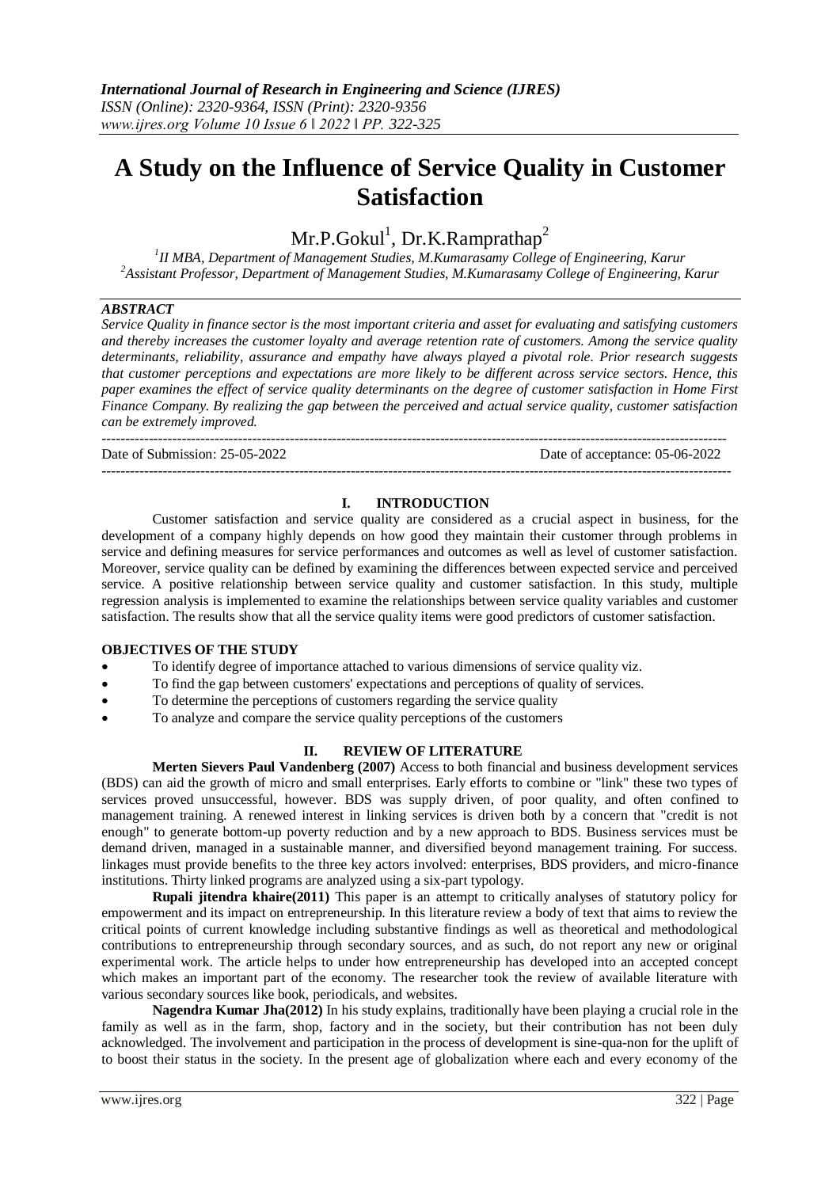# A Study on the Influence of Service Quality in Customer Satisfaction

Mr.P.Gokul[1], Dr.K.Ramprathap[2]

[1]II MBA, Department of Management Studies, M.Kumarasamy College of Engineering, Karur
[2]Assistant Professor, Department of Management Studies, M.Kumarasamy College of Engineering, Karur

***ABSTRACT***

*Service Quality in finance sector is the most important criteria and asset for evaluating and satisfying customers and thereby increases the customer loyalty and average retention rate of customers. Among the service quality determinants, reliability, assurance and empathy have always played a pivotal role. Prior research suggests that customer perceptions and expectations are more likely to be different across service sectors. Hence, this paper examines the effect of service quality determinants on the degree of customer satisfaction in Home First Finance Company. By realizing the gap between the perceived and actual service quality, customer satisfaction can be extremely improved.*

---

Date of Submission: 25-05-2022 Date of acceptance: 05-06-2022

---

## I. INTRODUCTION

Customer satisfaction and service quality are considered as a crucial aspect in business, for the development of a company highly depends on how good they maintain their customer through problems in service and defining measures for service performances and outcomes as well as level of customer satisfaction. Moreover, service quality can be defined by examining the differences between expected service and perceived service. A positive relationship between service quality and customer satisfaction. In this study, multiple regression analysis is implemented to examine the relationships between service quality variables and customer satisfaction. The results show that all the service quality items were good predictors of customer satisfaction.

### OBJECTIVES OF THE STUDY

- To identify degree of importance attached to various dimensions of service quality viz.
- To find the gap between customers' expectations and perceptions of quality of services.
- To determine the perceptions of customers regarding the service quality
- To analyze and compare the service quality perceptions of the customers

## II. REVIEW OF LITERATURE

**Merten Sievers Paul Vandenberg (2007)** Access to both financial and business development services (BDS) can aid the growth of micro and small enterprises. Early efforts to combine or "link" these two types of services proved unsuccessful, however. BDS was supply driven, of poor quality, and often confined to management training. A renewed interest in linking services is driven both by a concern that "credit is not enough" to generate bottom-up poverty reduction and by a new approach to BDS. Business services must be demand driven, managed in a sustainable manner, and diversified beyond management training. For success. linkages must provide benefits to the three key actors involved: enterprises, BDS providers, and micro-finance institutions. Thirty linked programs are analyzed using a six-part typology.

**Rupali jitendra khaire(2011)** This paper is an attempt to critically analyses of statutory policy for empowerment and its impact on entrepreneurship. In this literature review a body of text that aims to review the critical points of current knowledge including substantive findings as well as theoretical and methodological contributions to entrepreneurship through secondary sources, and as such, do not report any new or original experimental work. The article helps to under how entrepreneurship has developed into an accepted concept which makes an important part of the economy. The researcher took the review of available literature with various secondary sources like book, periodicals, and websites.

**Nagendra Kumar Jha(2012)** In his study explains, traditionally have been playing a crucial role in the family as well as in the farm, shop, factory and in the society, but their contribution has not been duly acknowledged. The involvement and participation in the process of development is sine-qua-non for the uplift of to boost their status in the society. In the present age of globalization where each and every economy of the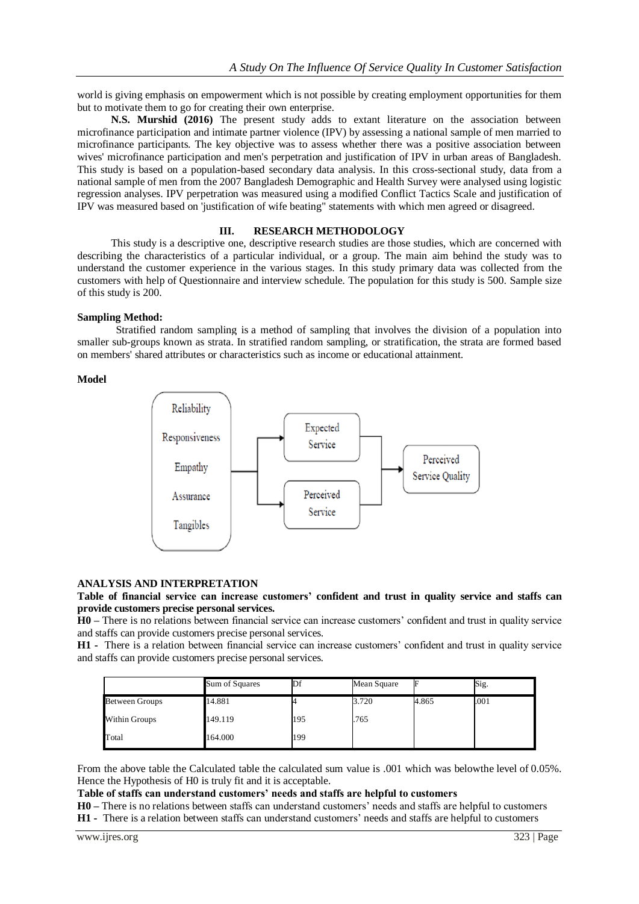world is giving emphasis on empowerment which is not possible by creating employment opportunities for them but to motivate them to go for creating their own enterprise.

**N.S. Murshid (2016)** The present study adds to extant literature on the association between microfinance participation and intimate partner violence (IPV) by assessing a national sample of men married to microfinance participants. The key objective was to assess whether there was a positive association between wives' microfinance participation and men's perpetration and justification of IPV in urban areas of Bangladesh. This study is based on a population-based secondary data analysis. In this cross-sectional study, data from a national sample of men from the 2007 Bangladesh Demographic and Health Survey were analysed using logistic regression analyses. IPV perpetration was measured using a modified Conflict Tactics Scale and justification of IPV was measured based on 'justification of wife beating" statements with which men agreed or disagreed.

## III. RESEARCH METHODOLOGY

This study is a descriptive one, descriptive research studies are those studies, which are concerned with describing the characteristics of a particular individual, or a group. The main aim behind the study was to understand the customer experience in the various stages. In this study primary data was collected from the customers with help of Questionnaire and interview schedule. The population for this study is 500. Sample size of this study is 200.

**Sampling Method:**

Stratified random sampling is a method of sampling that involves the division of a population into smaller sub-groups known as strata. In stratified random sampling, or stratification, the strata are formed based on members' shared attributes or characteristics such as income or educational attainment.

**Model**

Reliability
Responsiveness
Empathy
Assurance
Tangibles

Expected Service

Perceived Service

Perceived Service Quality

## ANALYSIS AND INTERPRETATION

**Table of financial service can increase customers' confident and trust in quality service and staffs can provide customers precise personal services.**

**H0 –** There is no relations between financial service can increase customers' confident and trust in quality service and staffs can provide customers precise personal services.

**H1 -** There is a relation between financial service can increase customers' confident and trust in quality service and staffs can provide customers precise personal services.

| | Sum of Squares | Df | Mean Square | F | Sig. |
|---|---|---|---|---|---|
| Between Groups | 14.881 | 4 | 3.720 | 4.865 | .001 |
| Within Groups | 149.119 | 195 | .765 | | |
| Total | 164.000 | 199 | | | |

From the above table the Calculated table the calculated sum value is .001 which was belowthe level of 0.05%. Hence the Hypothesis of H0 is truly fit and it is acceptable.

**Table of staffs can understand customers' needs and staffs are helpful to customers**

**H0 –** There is no relations between staffs can understand customers' needs and staffs are helpful to customers

**H1 -** There is a relation between staffs can understand customers' needs and staffs are helpful to customers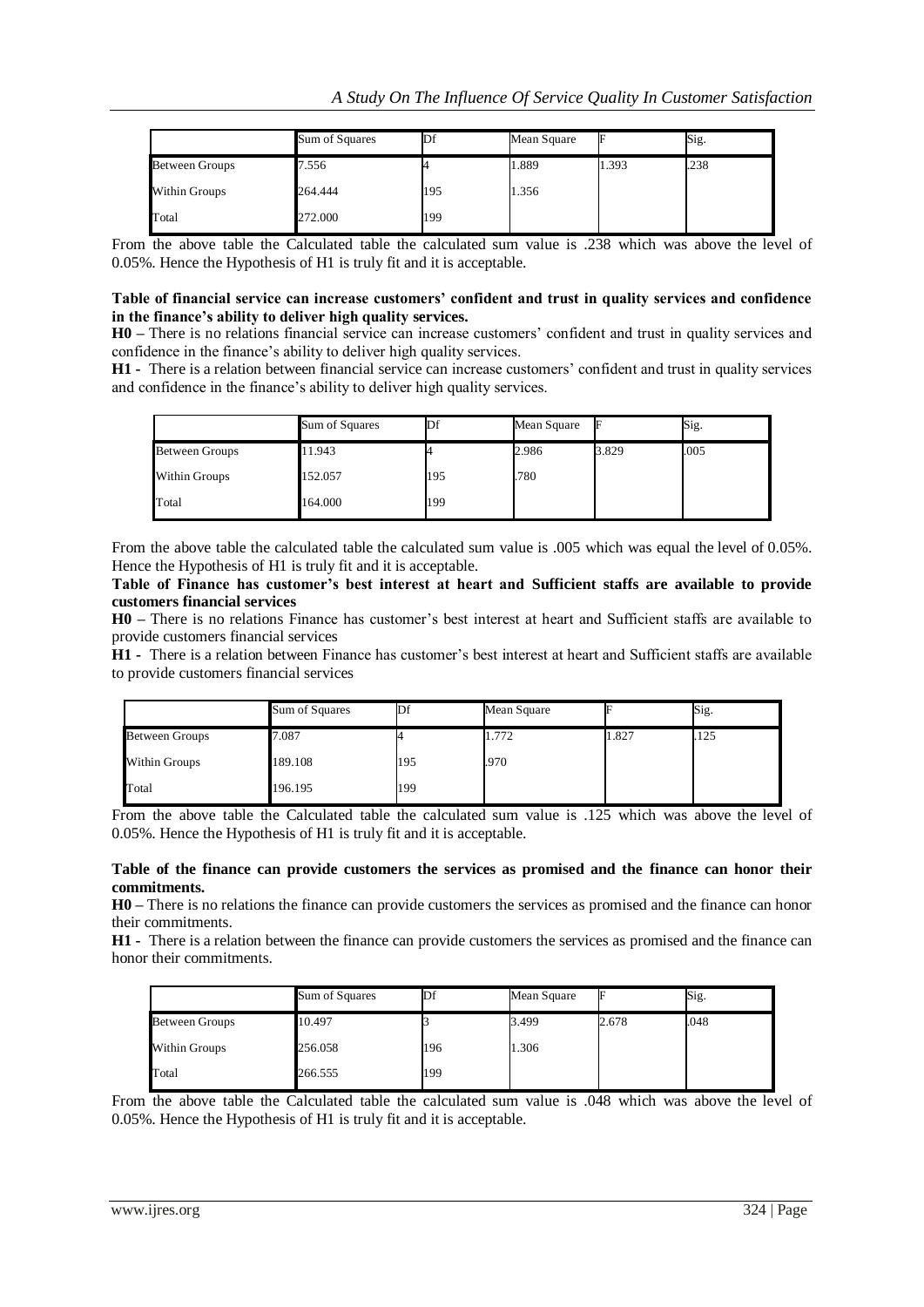| | Sum of Squares | Df | Mean Square | F | Sig. |
|---|---|---|---|---|---|
| Between Groups | 7.556 | 4 | 1.889 | 1.393 | .238 |
| Within Groups | 264.444 | 195 | 1.356 | | |
| Total | 272.000 | 199 | | | |

From the above table the Calculated table the calculated sum value is .238 which was above the level of 0.05%. Hence the Hypothesis of H1 is truly fit and it is acceptable.

**Table of financial service can increase customers' confident and trust in quality services and confidence in the finance's ability to deliver high quality services.**

**H0 –** There is no relations financial service can increase customers' confident and trust in quality services and confidence in the finance's ability to deliver high quality services.

**H1 -** There is a relation between financial service can increase customers' confident and trust in quality services and confidence in the finance's ability to deliver high quality services.

| | Sum of Squares | Df | Mean Square | F | Sig. |
|---|---|---|---|---|---|
| Between Groups | 11.943 | 4 | 2.986 | 3.829 | .005 |
| Within Groups | 152.057 | 195 | .780 | | |
| Total | 164.000 | 199 | | | |

From the above table the calculated table the calculated sum value is .005 which was equal the level of 0.05%. Hence the Hypothesis of H1 is truly fit and it is acceptable.

**Table of Finance has customer's best interest at heart and Sufficient staffs are available to provide customers financial services**

**H0 –** There is no relations Finance has customer's best interest at heart and Sufficient staffs are available to provide customers financial services

**H1 -** There is a relation between Finance has customer's best interest at heart and Sufficient staffs are available to provide customers financial services

| | Sum of Squares | Df | Mean Square | F | Sig. |
|---|---|---|---|---|---|
| Between Groups | 7.087 | 4 | 1.772 | 1.827 | .125 |
| Within Groups | 189.108 | 195 | .970 | | |
| Total | 196.195 | 199 | | | |

From the above table the Calculated table the calculated sum value is .125 which was above the level of 0.05%. Hence the Hypothesis of H1 is truly fit and it is acceptable.

**Table of the finance can provide customers the services as promised and the finance can honor their commitments.**

**H0 –** There is no relations the finance can provide customers the services as promised and the finance can honor their commitments.

**H1 -** There is a relation between the finance can provide customers the services as promised and the finance can honor their commitments.

| | Sum of Squares | Df | Mean Square | F | Sig. |
|---|---|---|---|---|---|
| Between Groups | 10.497 | 3 | 3.499 | 2.678 | .048 |
| Within Groups | 256.058 | 196 | 1.306 | | |
| Total | 266.555 | 199 | | | |

From the above table the Calculated table the calculated sum value is .048 which was above the level of 0.05%. Hence the Hypothesis of H1 is truly fit and it is acceptable.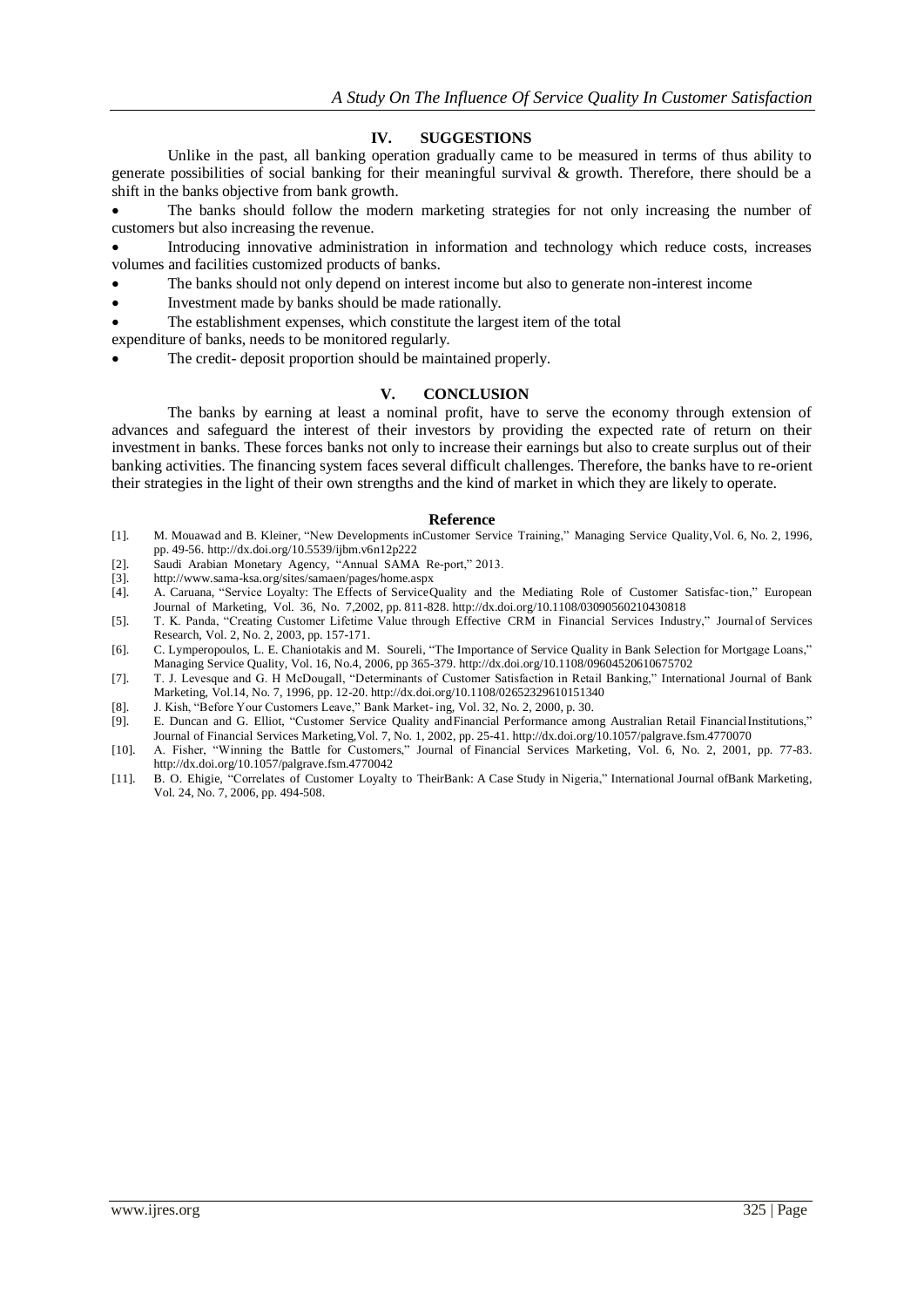## IV. SUGGESTIONS

Unlike in the past, all banking operation gradually came to be measured in terms of thus ability to generate possibilities of social banking for their meaningful survival & growth. Therefore, there should be a shift in the banks objective from bank growth.

- The banks should follow the modern marketing strategies for not only increasing the number of customers but also increasing the revenue.
- Introducing innovative administration in information and technology which reduce costs, increases volumes and facilities customized products of banks.
- The banks should not only depend on interest income but also to generate non-interest income
- Investment made by banks should be made rationally.
- The establishment expenses, which constitute the largest item of the total

expenditure of banks, needs to be monitored regularly.

- The credit- deposit proportion should be maintained properly.

## V. CONCLUSION

The banks by earning at least a nominal profit, have to serve the economy through extension of advances and safeguard the interest of their investors by providing the expected rate of return on their investment in banks. These forces banks not only to increase their earnings but also to create surplus out of their banking activities. The financing system faces several difficult challenges. Therefore, the banks have to re-orient their strategies in the light of their own strengths and the kind of market in which they are likely to operate.

## Reference

[1]. M. Mouawad and B. Kleiner, "New Developments inCustomer Service Training," Managing Service Quality,Vol. 6, No. 2, 1996, pp. 49-56. http://dx.doi.org/10.5539/ijbm.v6n12p222

[2]. Saudi Arabian Monetary Agency, "Annual SAMA Re-port," 2013.

[3]. http://www.sama-ksa.org/sites/samaen/pages/home.aspx

[4]. A. Caruana, "Service Loyalty: The Effects of ServiceQuality and the Mediating Role of Customer Satisfac-tion," European Journal of Marketing, Vol. 36, No. 7,2002, pp. 811-828. http://dx.doi.org/10.1108/03090560210430818

[5]. T. K. Panda, "Creating Customer Lifetime Value through Effective CRM in Financial Services Industry," Journal of Services Research, Vol. 2, No. 2, 2003, pp. 157-171.

[6]. C. Lymperopoulos, L. E. Chaniotakis and M. Soureli, "The Importance of Service Quality in Bank Selection for Mortgage Loans," Managing Service Quality, Vol. 16, No.4, 2006, pp 365-379. http://dx.doi.org/10.1108/09604520610675702

[7]. T. J. Levesque and G. H McDougall, "Determinants of Customer Satisfaction in Retail Banking," International Journal of Bank Marketing, Vol.14, No. 7, 1996, pp. 12-20. http://dx.doi.org/10.1108/02652329610151340

[8]. J. Kish, "Before Your Customers Leave," Bank Market- ing, Vol. 32, No. 2, 2000, p. 30.

[9]. E. Duncan and G. Elliot, "Customer Service Quality andFinancial Performance among Australian Retail FinancialInstitutions," Journal of Financial Services Marketing,Vol. 7, No. 1, 2002, pp. 25-41. http://dx.doi.org/10.1057/palgrave.fsm.4770070

[10]. A. Fisher, "Winning the Battle for Customers," Journal of Financial Services Marketing, Vol. 6, No. 2, 2001, pp. 77-83. http://dx.doi.org/10.1057/palgrave.fsm.4770042

[11]. B. O. Ehigie, "Correlates of Customer Loyalty to TheirBank: A Case Study in Nigeria," International Journal ofBank Marketing, Vol. 24, No. 7, 2006, pp. 494-508.